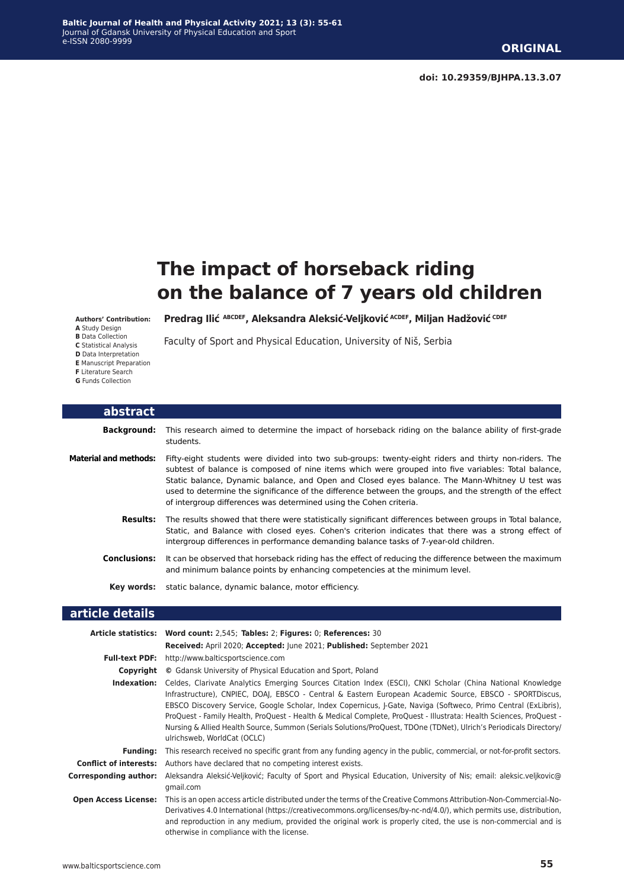**ORIGINAL**

**doi: 10.29359/BJHPA.13.3.07**

# The impact of horseback riding on the balance of 7 years old children

**Authors' Contribution:**
**A** Study Design
**B** Data Collection
**C** Statistical Analysis
**D** Data Interpretation
**E** Manuscript Preparation
**F** Literature Search
**G** Funds Collection

**Predrag Ilić** [ABCDEF], **Aleksandra Aleksić-Veljković** [ACDEF], **Miljan Hadžović** [CDEF]

Faculty of Sport and Physical Education, University of Niš, Serbia

## abstract

**Background:** This research aimed to determine the impact of horseback riding on the balance ability of first-grade students.

**Material and methods:** Fifty-eight students were divided into two sub-groups: twenty-eight riders and thirty non-riders. The subtest of balance is composed of nine items which were grouped into five variables: Total balance, Static balance, Dynamic balance, and Open and Closed eyes balance. The Mann-Whitney U test was used to determine the significance of the difference between the groups, and the strength of the effect of intergroup differences was determined using the Cohen criteria.

**Results:** The results showed that there were statistically significant differences between groups in Total balance, Static, and Balance with closed eyes. Cohen's criterion indicates that there was a strong effect of intergroup differences in performance demanding balance tasks of 7-year-old children.

**Conclusions:** It can be observed that horseback riding has the effect of reducing the difference between the maximum and minimum balance points by enhancing competencies at the minimum level.

**Key words:** static balance, dynamic balance, motor efficiency.

## article details

**Article statistics:** **Word count:** 2,545; **Tables:** 2; **Figures:** 0; **References:** 30
**Received:** April 2020; **Accepted:** June 2021; **Published:** September 2021

**Full-text PDF:** http://www.balticsportscience.com

**Copyright** © Gdansk University of Physical Education and Sport, Poland

**Indexation:** Celdes, Clarivate Analytics Emerging Sources Citation Index (ESCI), CNKI Scholar (China National Knowledge Infrastructure), CNPIEC, DOAJ, EBSCO - Central & Eastern European Academic Source, EBSCO - SPORTDiscus, EBSCO Discovery Service, Google Scholar, Index Copernicus, J-Gate, Naviga (Softweco, Primo Central (ExLibris), ProQuest - Family Health, ProQuest - Health & Medical Complete, ProQuest - Illustrata: Health Sciences, ProQuest - Nursing & Allied Health Source, Summon (Serials Solutions/ProQuest, TDOne (TDNet), Ulrich's Periodicals Directory/ulrichsweb, WorldCat (OCLC)

**Funding:** This research received no specific grant from any funding agency in the public, commercial, or not-for-profit sectors.

**Conflict of interests:** Authors have declared that no competing interest exists.

**Corresponding author:** Aleksandra Aleksić-Veljković; Faculty of Sport and Physical Education, University of Nis; email: aleksic.veljkovic@gmail.com

**Open Access License:** This is an open access article distributed under the terms of the Creative Commons Attribution-Non-Commercial-No-Derivatives 4.0 International (https://creativecommons.org/licenses/by-nc-nd/4.0/), which permits use, distribution, and reproduction in any medium, provided the original work is properly cited, the use is non-commercial and is otherwise in compliance with the license.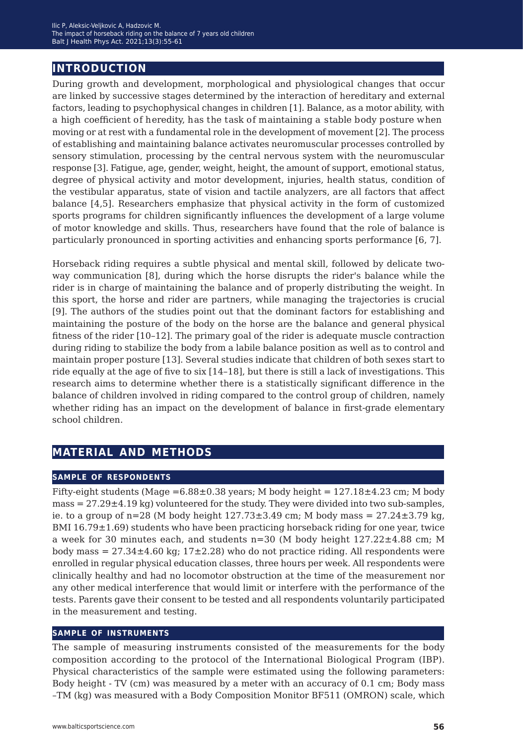## INTRODUCTION

During growth and development, morphological and physiological changes that occur are linked by successive stages determined by the interaction of hereditary and external factors, leading to psychophysical changes in children [1]. Balance, as a motor ability, with a high coefficient of heredity, has the task of maintaining a stable body posture when moving or at rest with a fundamental role in the development of movement [2]. The process of establishing and maintaining balance activates neuromuscular processes controlled by sensory stimulation, processing by the central nervous system with the neuromuscular response [3]. Fatigue, age, gender, weight, height, the amount of support, emotional status, degree of physical activity and motor development, injuries, health status, condition of the vestibular apparatus, state of vision and tactile analyzers, are all factors that affect balance [4,5]. Researchers emphasize that physical activity in the form of customized sports programs for children significantly influences the development of a large volume of motor knowledge and skills. Thus, researchers have found that the role of balance is particularly pronounced in sporting activities and enhancing sports performance [6, 7].

Horseback riding requires a subtle physical and mental skill, followed by delicate two-way communication [8], during which the horse disrupts the rider's balance while the rider is in charge of maintaining the balance and of properly distributing the weight. In this sport, the horse and rider are partners, while managing the trajectories is crucial [9]. The authors of the studies point out that the dominant factors for establishing and maintaining the posture of the body on the horse are the balance and general physical fitness of the rider [10–12]. The primary goal of the rider is adequate muscle contraction during riding to stabilize the body from a labile balance position as well as to control and maintain proper posture [13]. Several studies indicate that children of both sexes start to ride equally at the age of five to six [14–18], but there is still a lack of investigations. This research aims to determine whether there is a statistically significant difference in the balance of children involved in riding compared to the control group of children, namely whether riding has an impact on the development of balance in first-grade elementary school children.

## MATERIAL AND METHODS

### SAMPLE OF RESPONDENTS

Fifty-eight students (Mage =6.88±0.38 years; M body height = 127.18±4.23 cm; M body mass = 27.29±4.19 kg) volunteered for the study. They were divided into two sub-samples, ie. to a group of n=28 (M body height 127.73±3.49 cm; M body mass = 27.24±3.79 kg, BMI 16.79±1.69) students who have been practicing horseback riding for one year, twice a week for 30 minutes each, and students n=30 (M body height 127.22±4.88 cm; M body mass = 27.34±4.60 kg; 17±2.28) who do not practice riding. All respondents were enrolled in regular physical education classes, three hours per week. All respondents were clinically healthy and had no locomotor obstruction at the time of the measurement nor any other medical interference that would limit or interfere with the performance of the tests. Parents gave their consent to be tested and all respondents voluntarily participated in the measurement and testing.

### SAMPLE OF INSTRUMENTS

The sample of measuring instruments consisted of the measurements for the body composition according to the protocol of the International Biological Program (IBP). Physical characteristics of the sample were estimated using the following parameters: Body height - TV (cm) was measured by a meter with an accuracy of 0.1 cm; Body mass –TM (kg) was measured with a Body Composition Monitor BF511 (OMRON) scale, which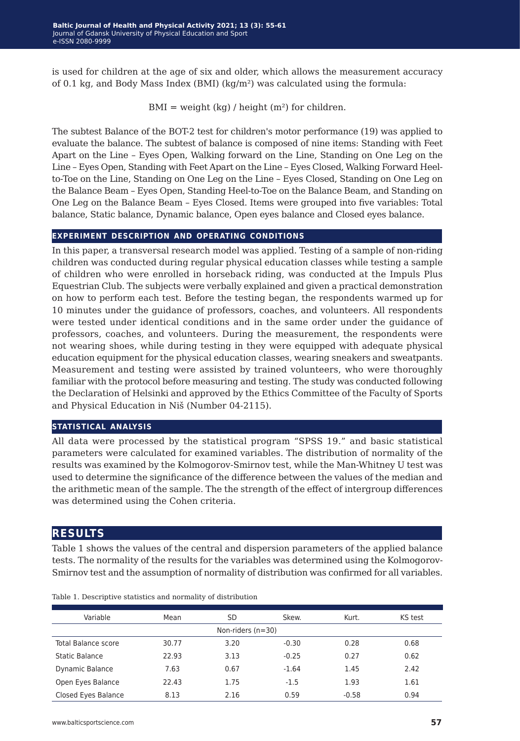is used for children at the age of six and older, which allows the measurement accuracy of 0.1 kg, and Body Mass Index (BMI) (kg/m²) was calculated using the formula:

BMI = weight (kg) / height (m²) for children.

The subtest Balance of the BOT-2 test for children's motor performance (19) was applied to evaluate the balance. The subtest of balance is composed of nine items: Standing with Feet Apart on the Line – Eyes Open, Walking forward on the Line, Standing on One Leg on the Line – Eyes Open, Standing with Feet Apart on the Line – Eyes Closed, Walking Forward Heel-to-Toe on the Line, Standing on One Leg on the Line – Eyes Closed, Standing on One Leg on the Balance Beam – Eyes Open, Standing Heel-to-Toe on the Balance Beam, and Standing on One Leg on the Balance Beam – Eyes Closed. Items were grouped into five variables: Total balance, Static balance, Dynamic balance, Open eyes balance and Closed eyes balance.

### EXPERIMENT DESCRIPTION AND OPERATING CONDITIONS

In this paper, a transversal research model was applied. Testing of a sample of non-riding children was conducted during regular physical education classes while testing a sample of children who were enrolled in horseback riding, was conducted at the Impuls Plus Equestrian Club. The subjects were verbally explained and given a practical demonstration on how to perform each test. Before the testing began, the respondents warmed up for 10 minutes under the guidance of professors, coaches, and volunteers. All respondents were tested under identical conditions and in the same order under the guidance of professors, coaches, and volunteers. During the measurement, the respondents were not wearing shoes, while during testing in they were equipped with adequate physical education equipment for the physical education classes, wearing sneakers and sweatpants. Measurement and testing were assisted by trained volunteers, who were thoroughly familiar with the protocol before measuring and testing. The study was conducted following the Declaration of Helsinki and approved by the Ethics Committee of the Faculty of Sports and Physical Education in Niš (Number 04-2115).

### STATISTICAL ANALYSIS

All data were processed by the statistical program "SPSS 19." and basic statistical parameters were calculated for examined variables. The distribution of normality of the results was examined by the Kolmogorov-Smirnov test, while the Man-Whitney U test was used to determine the significance of the difference between the values of the median and the arithmetic mean of the sample. The the strength of the effect of intergroup differences was determined using the Cohen criteria.

## RESULTS

Table 1 shows the values of the central and dispersion parameters of the applied balance tests. The normality of the results for the variables was determined using the Kolmogorov-Smirnov test and the assumption of normality of distribution was confirmed for all variables.

Table 1. Descriptive statistics and normality of distribution

| Variable | Mean | SD | Skew. | Kurt. | KS test |
|---|---|---|---|---|---|
| | | Non-riders (n=30) | | | |
| Total Balance score | 30.77 | 3.20 | -0.30 | 0.28 | 0.68 |
| Static Balance | 22.93 | 3.13 | -0.25 | 0.27 | 0.62 |
| Dynamic Balance | 7.63 | 0.67 | -1.64 | 1.45 | 2.42 |
| Open Eyes Balance | 22.43 | 1.75 | -1.5 | 1.93 | 1.61 |
| Closed Eyes Balance | 8.13 | 2.16 | 0.59 | -0.58 | 0.94 |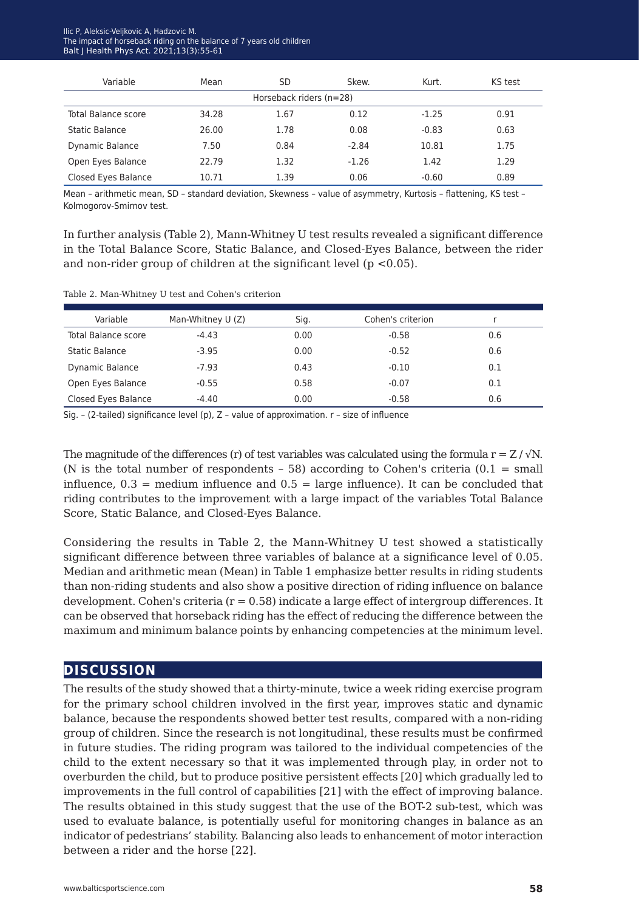| Variable | Mean | SD | Skew. | Kurt. | KS test |
|---|---|---|---|---|---|
| Horseback riders (n=28) | | | | | |
| Total Balance score | 34.28 | 1.67 | 0.12 | -1.25 | 0.91 |
| Static Balance | 26.00 | 1.78 | 0.08 | -0.83 | 0.63 |
| Dynamic Balance | 7.50 | 0.84 | -2.84 | 10.81 | 1.75 |
| Open Eyes Balance | 22.79 | 1.32 | -1.26 | 1.42 | 1.29 |
| Closed Eyes Balance | 10.71 | 1.39 | 0.06 | -0.60 | 0.89 |

Mean – arithmetic mean, SD – standard deviation, Skewness – value of asymmetry, Kurtosis – flattening, KS test – Kolmogorov-Smirnov test.

In further analysis (Table 2), Mann-Whitney U test results revealed a significant difference in the Total Balance Score, Static Balance, and Closed-Eyes Balance, between the rider and non-rider group of children at the significant level ($p < 0.05$).

Table 2. Man-Whitney U test and Cohen's criterion

| Variable | Man-Whitney U (Z) | Sig. | Cohen's criterion | r |
|---|---|---|---|---|
| Total Balance score | -4.43 | 0.00 | -0.58 | 0.6 |
| Static Balance | -3.95 | 0.00 | -0.52 | 0.6 |
| Dynamic Balance | -7.93 | 0.43 | -0.10 | 0.1 |
| Open Eyes Balance | -0.55 | 0.58 | -0.07 | 0.1 |
| Closed Eyes Balance | -4.40 | 0.00 | -0.58 | 0.6 |

Sig. – (2-tailed) significance level (p), Z – value of approximation. r – size of influence

The magnitude of the differences (r) of test variables was calculated using the formula $r = Z / \sqrt{N}$. (N is the total number of respondents – 58) according to Cohen's criteria (0.1 = small influence, 0.3 = medium influence and 0.5 = large influence). It can be concluded that riding contributes to the improvement with a large impact of the variables Total Balance Score, Static Balance, and Closed-Eyes Balance.

Considering the results in Table 2, the Mann-Whitney U test showed a statistically significant difference between three variables of balance at a significance level of 0.05. Median and arithmetic mean (Mean) in Table 1 emphasize better results in riding students than non-riding students and also show a positive direction of riding influence on balance development. Cohen's criteria ($r = 0.58$) indicate a large effect of intergroup differences. It can be observed that horseback riding has the effect of reducing the difference between the maximum and minimum balance points by enhancing competencies at the minimum level.

## DISCUSSION

The results of the study showed that a thirty-minute, twice a week riding exercise program for the primary school children involved in the first year, improves static and dynamic balance, because the respondents showed better test results, compared with a non-riding group of children. Since the research is not longitudinal, these results must be confirmed in future studies. The riding program was tailored to the individual competencies of the child to the extent necessary so that it was implemented through play, in order not to overburden the child, but to produce positive persistent effects [20] which gradually led to improvements in the full control of capabilities [21] with the effect of improving balance. The results obtained in this study suggest that the use of the BOT-2 sub-test, which was used to evaluate balance, is potentially useful for monitoring changes in balance as an indicator of pedestrians' stability. Balancing also leads to enhancement of motor interaction between a rider and the horse [22].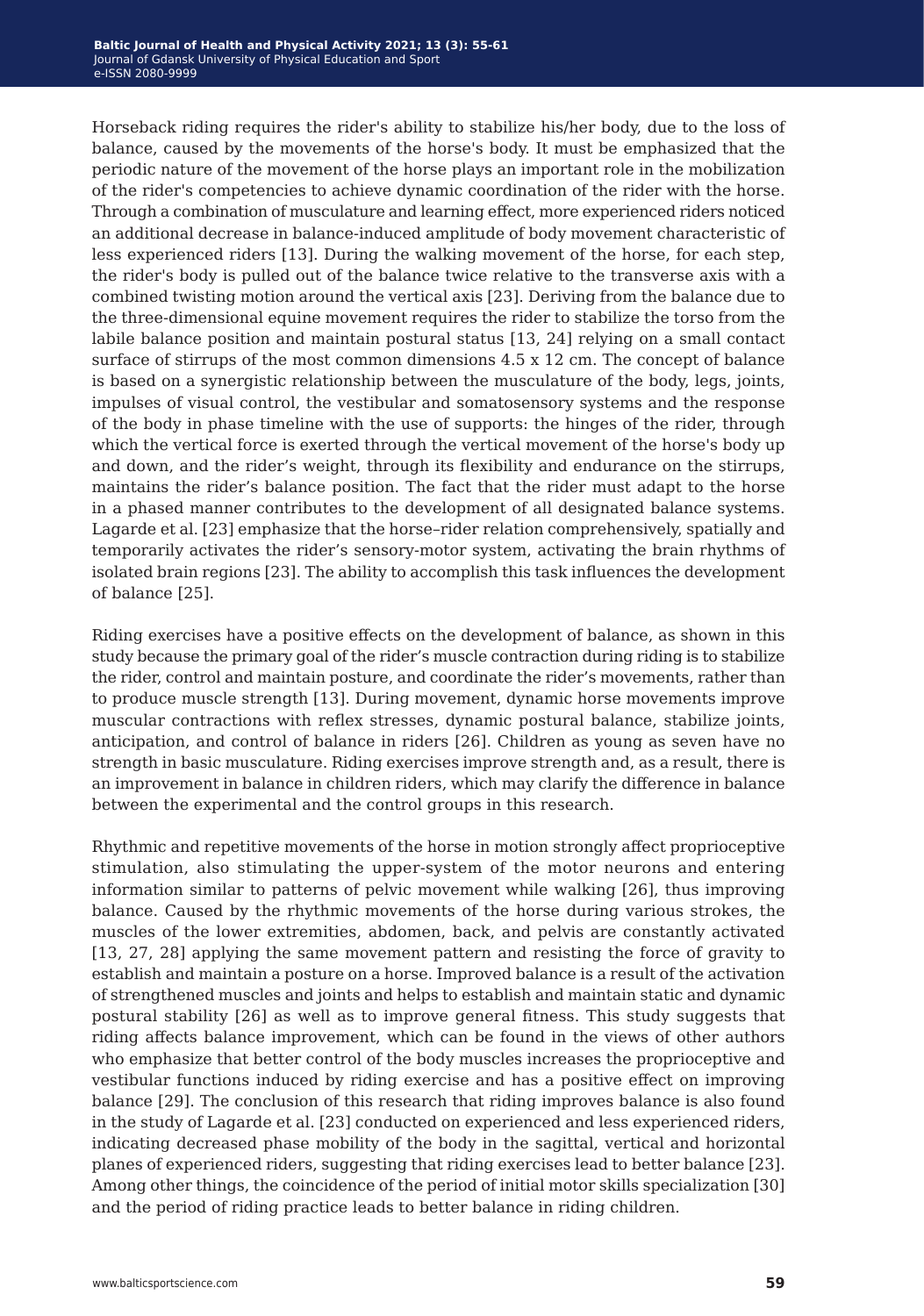Horseback riding requires the rider's ability to stabilize his/her body, due to the loss of balance, caused by the movements of the horse's body. It must be emphasized that the periodic nature of the movement of the horse plays an important role in the mobilization of the rider's competencies to achieve dynamic coordination of the rider with the horse. Through a combination of musculature and learning effect, more experienced riders noticed an additional decrease in balance-induced amplitude of body movement characteristic of less experienced riders [13]. During the walking movement of the horse, for each step, the rider's body is pulled out of the balance twice relative to the transverse axis with a combined twisting motion around the vertical axis [23]. Deriving from the balance due to the three-dimensional equine movement requires the rider to stabilize the torso from the labile balance position and maintain postural status [13, 24] relying on a small contact surface of stirrups of the most common dimensions 4.5 x 12 cm. The concept of balance is based on a synergistic relationship between the musculature of the body, legs, joints, impulses of visual control, the vestibular and somatosensory systems and the response of the body in phase timeline with the use of supports: the hinges of the rider, through which the vertical force is exerted through the vertical movement of the horse's body up and down, and the rider's weight, through its flexibility and endurance on the stirrups, maintains the rider's balance position. The fact that the rider must adapt to the horse in a phased manner contributes to the development of all designated balance systems. Lagarde et al. [23] emphasize that the horse–rider relation comprehensively, spatially and temporarily activates the rider's sensory-motor system, activating the brain rhythms of isolated brain regions [23]. The ability to accomplish this task influences the development of balance [25].

Riding exercises have a positive effects on the development of balance, as shown in this study because the primary goal of the rider's muscle contraction during riding is to stabilize the rider, control and maintain posture, and coordinate the rider's movements, rather than to produce muscle strength [13]. During movement, dynamic horse movements improve muscular contractions with reflex stresses, dynamic postural balance, stabilize joints, anticipation, and control of balance in riders [26]. Children as young as seven have no strength in basic musculature. Riding exercises improve strength and, as a result, there is an improvement in balance in children riders, which may clarify the difference in balance between the experimental and the control groups in this research.

Rhythmic and repetitive movements of the horse in motion strongly affect proprioceptive stimulation, also stimulating the upper-system of the motor neurons and entering information similar to patterns of pelvic movement while walking [26], thus improving balance. Caused by the rhythmic movements of the horse during various strokes, the muscles of the lower extremities, abdomen, back, and pelvis are constantly activated [13, 27, 28] applying the same movement pattern and resisting the force of gravity to establish and maintain a posture on a horse. Improved balance is a result of the activation of strengthened muscles and joints and helps to establish and maintain static and dynamic postural stability [26] as well as to improve general fitness. This study suggests that riding affects balance improvement, which can be found in the views of other authors who emphasize that better control of the body muscles increases the proprioceptive and vestibular functions induced by riding exercise and has a positive effect on improving balance [29]. The conclusion of this research that riding improves balance is also found in the study of Lagarde et al. [23] conducted on experienced and less experienced riders, indicating decreased phase mobility of the body in the sagittal, vertical and horizontal planes of experienced riders, suggesting that riding exercises lead to better balance [23]. Among other things, the coincidence of the period of initial motor skills specialization [30] and the period of riding practice leads to better balance in riding children.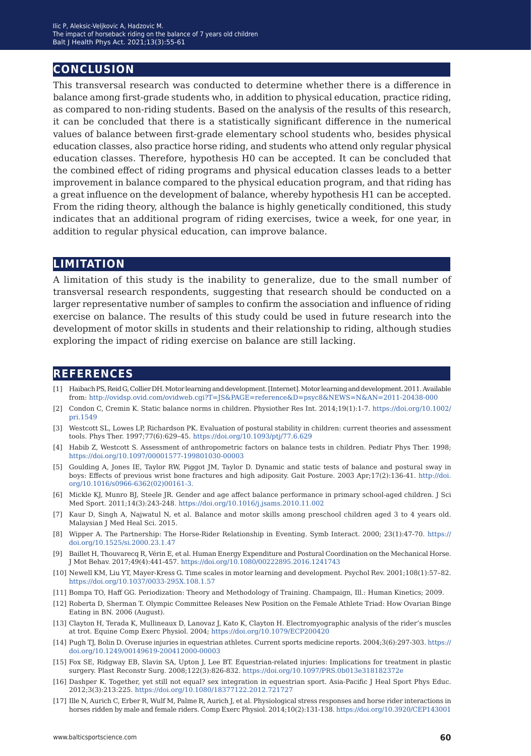## CONCLUSION

This transversal research was conducted to determine whether there is a difference in balance among first-grade students who, in addition to physical education, practice riding, as compared to non-riding students. Based on the analysis of the results of this research, it can be concluded that there is a statistically significant difference in the numerical values of balance between first-grade elementary school students who, besides physical education classes, also practice horse riding, and students who attend only regular physical education classes. Therefore, hypothesis H0 can be accepted. It can be concluded that the combined effect of riding programs and physical education classes leads to a better improvement in balance compared to the physical education program, and that riding has a great influence on the development of balance, whereby hypothesis H1 can be accepted. From the riding theory, although the balance is highly genetically conditioned, this study indicates that an additional program of riding exercises, twice a week, for one year, in addition to regular physical education, can improve balance.

## LIMITATION

A limitation of this study is the inability to generalize, due to the small number of transversal research respondents, suggesting that research should be conducted on a larger representative number of samples to confirm the association and influence of riding exercise on balance. The results of this study could be used in future research into the development of motor skills in students and their relationship to riding, although studies exploring the impact of riding exercise on balance are still lacking.

## REFERENCES

[1] Haibach PS, Reid G, Collier DH. Motor learning and development. [Internet]. Motor learning and development. 2011. Available from: http://ovidsp.ovid.com/ovidweb.cgi?T=JS&PAGE=reference&D=psyc8&NEWS=N&AN=2011-20438-000

[2] Condon C, Cremin K. Static balance norms in children. Physiother Res Int. 2014;19(1):1-7. https://doi.org/10.1002/pri.1549

[3] Westcott SL, Lowes LP, Richardson PK. Evaluation of postural stability in children: current theories and assessment tools. Phys Ther. 1997;77(6):629–45. https://doi.org/10.1093/ptj/77.6.629

[4] Habib Z, Westcott S. Assessment of anthropometric factors on balance tests in children. Pediatr Phys Ther. 1998; https://doi.org/10.1097/00001577-199801030-00003

[5] Goulding A, Jones IE, Taylor RW, Piggot JM, Taylor D. Dynamic and static tests of balance and postural sway in boys: Effects of previous wrist bone fractures and high adiposity. Gait Posture. 2003 Apr;17(2):136-41. http://doi.org/10.1016/s0966-6362(02)00161-3.

[6] Mickle KJ, Munro BJ, Steele JR. Gender and age affect balance performance in primary school-aged children. J Sci Med Sport. 2011;14(3):243-248. https://doi.org/10.1016/j.jsams.2010.11.002

[7] Kaur D, Singh A, Najwatul N, et al. Balance and motor skills among preschool children aged 3 to 4 years old. Malaysian J Med Heal Sci. 2015.

[8] Wipper A. The Partnership: The Horse-Rider Relationship in Eventing. Symb Interact. 2000; 23(1):47-70. https://doi.org/10.1525/si.2000.23.1.47

[9] Baillet H, Thouvarecq R, Vérin E, et al. Human Energy Expenditure and Postural Coordination on the Mechanical Horse. J Mot Behav. 2017;49(4):441-457. https://doi.org/10.1080/00222895.2016.1241743

[10] Newell KM, Liu YT, Mayer-Kress G. Time scales in motor learning and development. Psychol Rev. 2001;108(1):57–82. https://doi.org/10.1037/0033-295X.108.1.57

[11] Bompa TO, Haff GG. Periodization: Theory and Methodology of Training. Champaign, Ill.: Human Kinetics; 2009.

[12] Roberta D, Sherman T. Olympic Committee Releases New Position on the Female Athlete Triad: How Ovarian Binge Eating in BN. 2006 (August).

[13] Clayton H, Terada K, Mullineaux D, Lanovaz J, Kato K, Clayton H. Electromyographic analysis of the rider's muscles at trot. Equine Comp Exerc Physiol. 2004; https://doi.org/10.1079/ECP200420

[14] Pugh TJ, Bolin D. Overuse injuries in equestrian athletes. Current sports medicine reports. 2004;3(6):297-303. https://doi.org/10.1249/00149619-200412000-00003

[15] Fox SE, Ridgway EB, Slavin SA, Upton J, Lee BT. Equestrian-related injuries: Implications for treatment in plastic surgery. Plast Reconstr Surg. 2008;122(3):826-832. https://doi.org/10.1097/PRS.0b013e318182372e

[16] Dashper K. Together, yet still not equal? sex integration in equestrian sport. Asia-Pacific J Heal Sport Phys Educ. 2012;3(3):213:225. https://doi.org/10.1080/18377122.2012.721727

[17] Ille N, Aurich C, Erber R, Wulf M, Palme R, Aurich J, et al. Physiological stress responses and horse rider interactions in horses ridden by male and female riders. Comp Exerc Physiol. 2014;10(2):131-138. https://doi.org/10.3920/CEP143001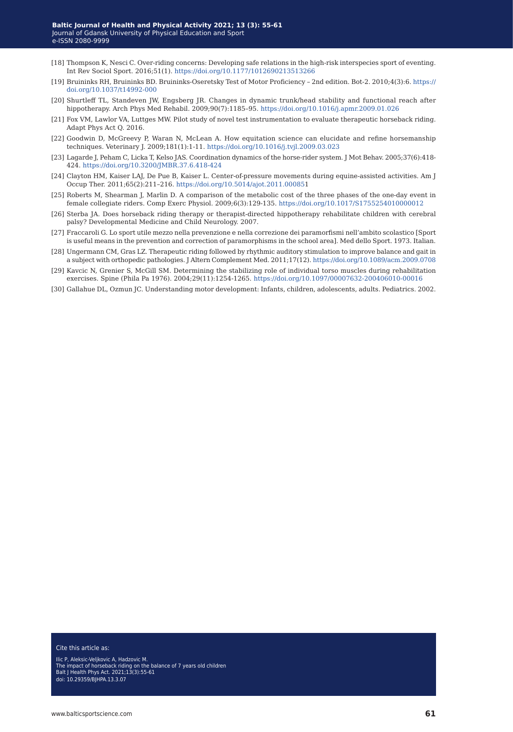[18] Thompson K, Nesci C. Over-riding concerns: Developing safe relations in the high-risk interspecies sport of eventing. Int Rev Sociol Sport. 2016;51(1). https://doi.org/10.1177/1012690213513266

[19] Bruininks RH, Bruininks BD. Bruininks-Oseretsky Test of Motor Proficiency – 2nd edition. Bot-2. 2010;4(3):6. https://doi.org/10.1037/t14992-000

[20] Shurtleff TL, Standeven JW, Engsberg JR. Changes in dynamic trunk/head stability and functional reach after hippotherapy. Arch Phys Med Rehabil. 2009;90(7):1185–95. https://doi.org/10.1016/j.apmr.2009.01.026

[21] Fox VM, Lawlor VA, Luttges MW. Pilot study of novel test instrumentation to evaluate therapeutic horseback riding. Adapt Phys Act Q. 2016.

[22] Goodwin D, McGreevy P, Waran N, McLean A. How equitation science can elucidate and refine horsemanship techniques. Veterinary J. 2009;181(1):1-11. https://doi.org/10.1016/j.tvjl.2009.03.023

[23] Lagarde J, Peham C, Licka T, Kelso JAS. Coordination dynamics of the horse-rider system. J Mot Behav. 2005;37(6):418-424. https://doi.org/10.3200/JMBR.37.6.418-424

[24] Clayton HM, Kaiser LAJ, De Pue B, Kaiser L. Center-of-pressure movements during equine-assisted activities. Am J Occup Ther. 2011;65(2):211–216. https://doi.org/10.5014/ajot.2011.000851

[25] Roberts M, Shearman J, Marlin D. A comparison of the metabolic cost of the three phases of the one-day event in female collegiate riders. Comp Exerc Physiol. 2009;6(3):129-135. https://doi.org/10.1017/S1755254010000012

[26] Sterba JA. Does horseback riding therapy or therapist-directed hippotherapy rehabilitate children with cerebral palsy? Developmental Medicine and Child Neurology. 2007.

[27] Fraccaroli G. Lo sport utile mezzo nella prevenzione e nella correzione dei paramorfismi nell'ambito scolastico [Sport is useful means in the prevention and correction of paramorphisms in the school area]. Med dello Sport. 1973. Italian.

[28] Ungermann CM, Gras LZ. Therapeutic riding followed by rhythmic auditory stimulation to improve balance and gait in a subject with orthopedic pathologies. J Altern Complement Med. 2011;17(12). https://doi.org/10.1089/acm.2009.0708

[29] Kavcic N, Grenier S, McGill SM. Determining the stabilizing role of individual torso muscles during rehabilitation exercises. Spine (Phila Pa 1976). 2004;29(11):1254-1265. https://doi.org/10.1097/00007632-200406010-00016

[30] Gallahue DL, Ozmun JC. Understanding motor development: Infants, children, adolescents, adults. Pediatrics. 2002.

Cite this article as:

Ilic P, Aleksic-Veljkovic A, Hadzovic M.
The impact of horseback riding on the balance of 7 years old children
Balt J Health Phys Act. 2021;13(3):55-61
doi: 10.29359/BJHPA.13.3.07